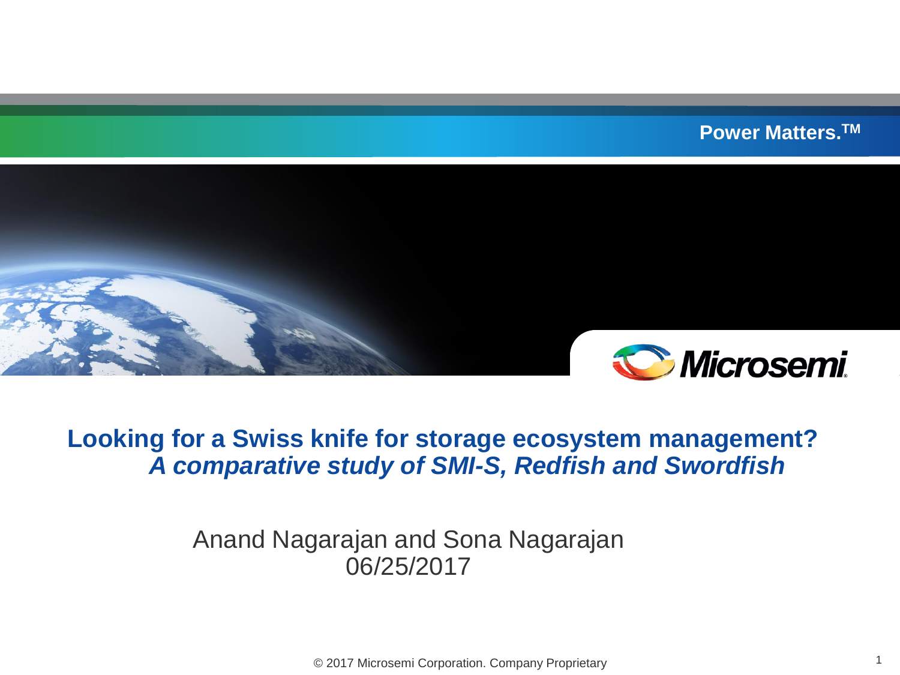Power Matters.™

# Looking for a Swiss knife for storage ecosystem management?

## *A comparative study of SMI-S, Redfish and Swordfish*

Anand Nagarajan and Sona Nagarajan

06/25/2017

© 2017 Microsemi Corporation. Company Proprietary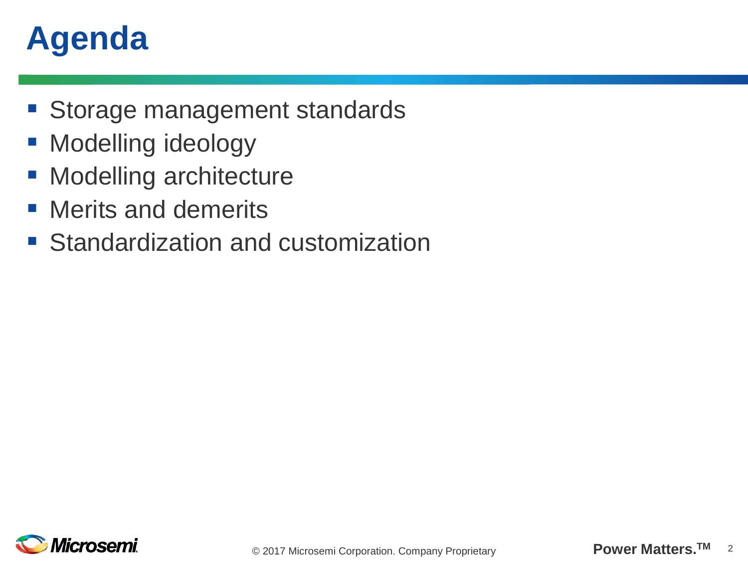# Agenda

- Storage management standards
- Modelling ideology
- Modelling architecture
- Merits and demerits
- Standardization and customization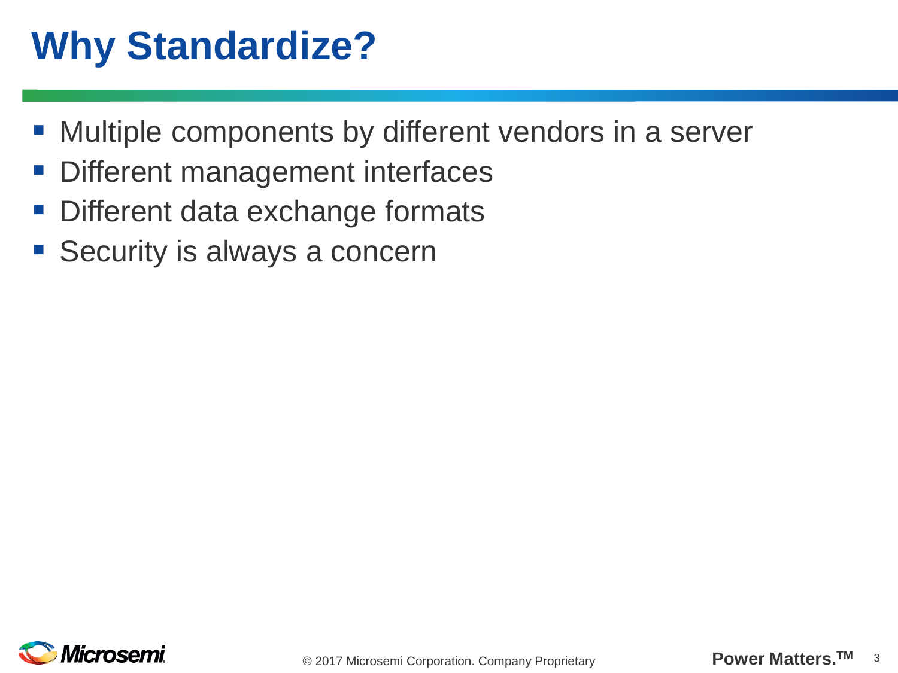# Why Standardize?

- Multiple components by different vendors in a server
- Different management interfaces
- Different data exchange formats
- Security is always a concern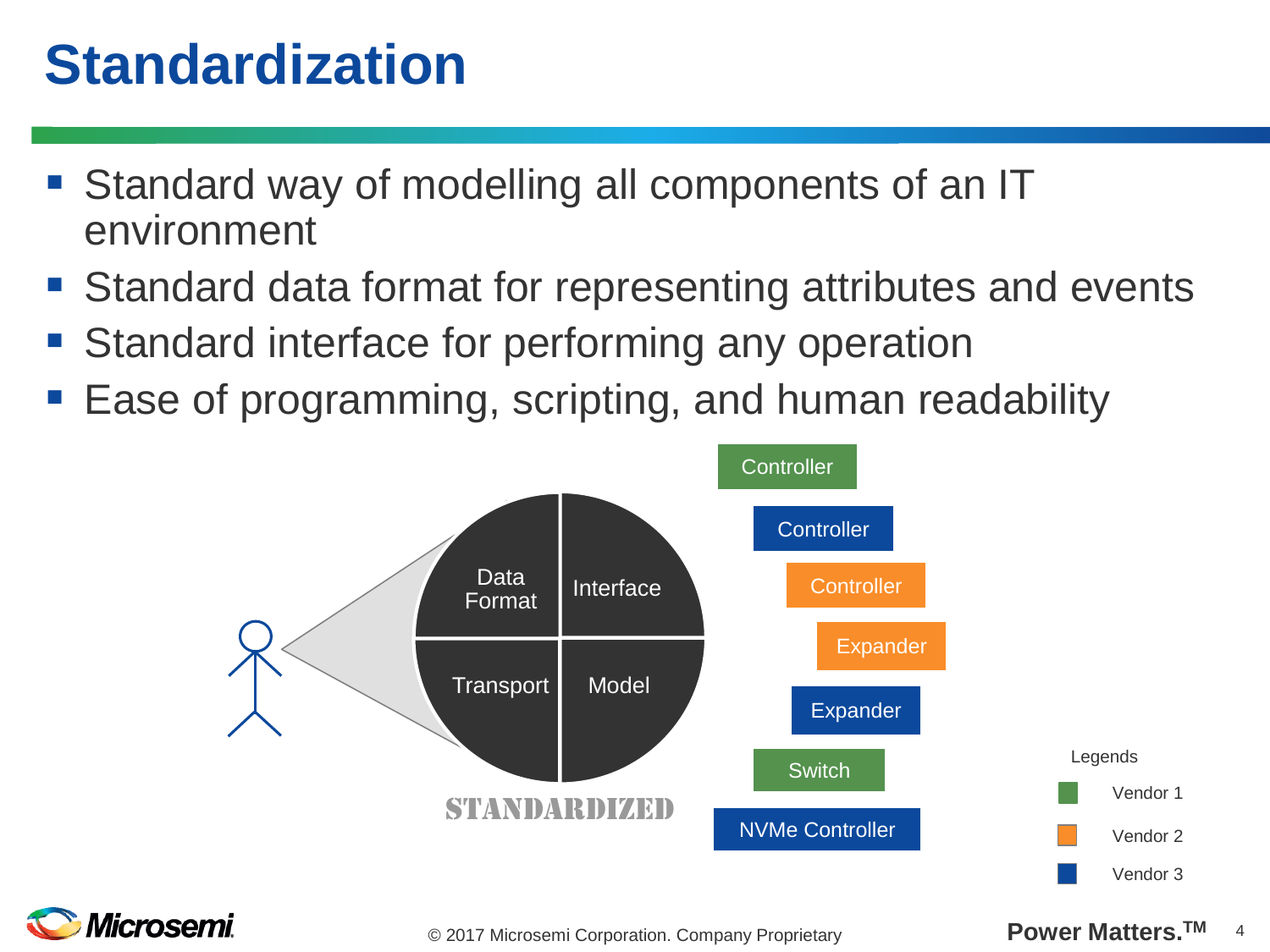# Standardization

- Standard way of modelling all components of an IT environment
- Standard data format for representing attributes and events
- Standard interface for performing any operation
- Ease of programming, scripting, and human readability

Data Format | Interface | Transport | Model

STANDARDIZED

Controller
Controller
Controller
Expander
Expander
Switch
NVMe Controller

Legends
- Vendor 1
- Vendor 2
- Vendor 3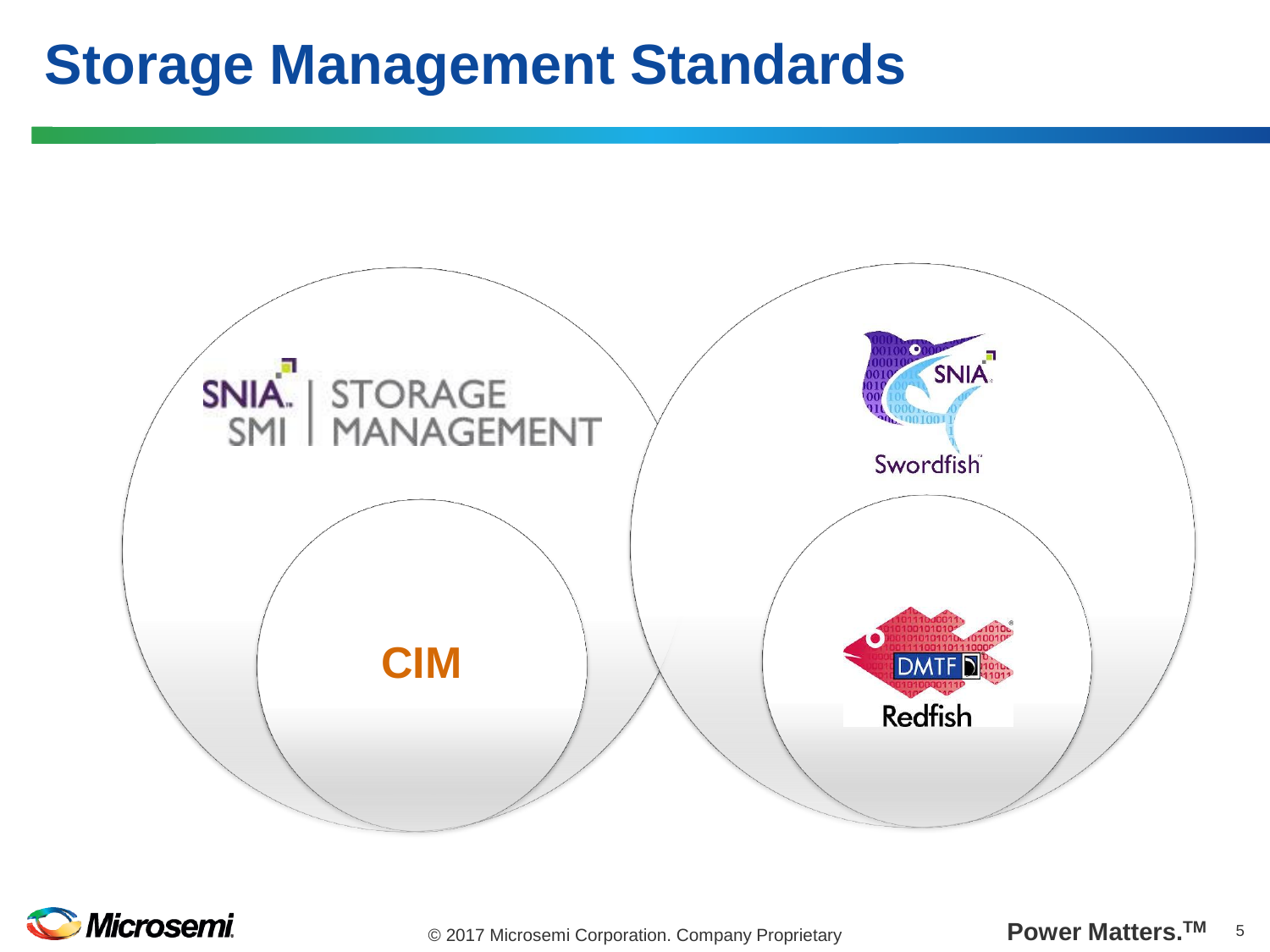# Storage Management Standards

SNIA SMI | STORAGE MANAGEMENT

CIM

SNIA Swordfish

DMTF Redfish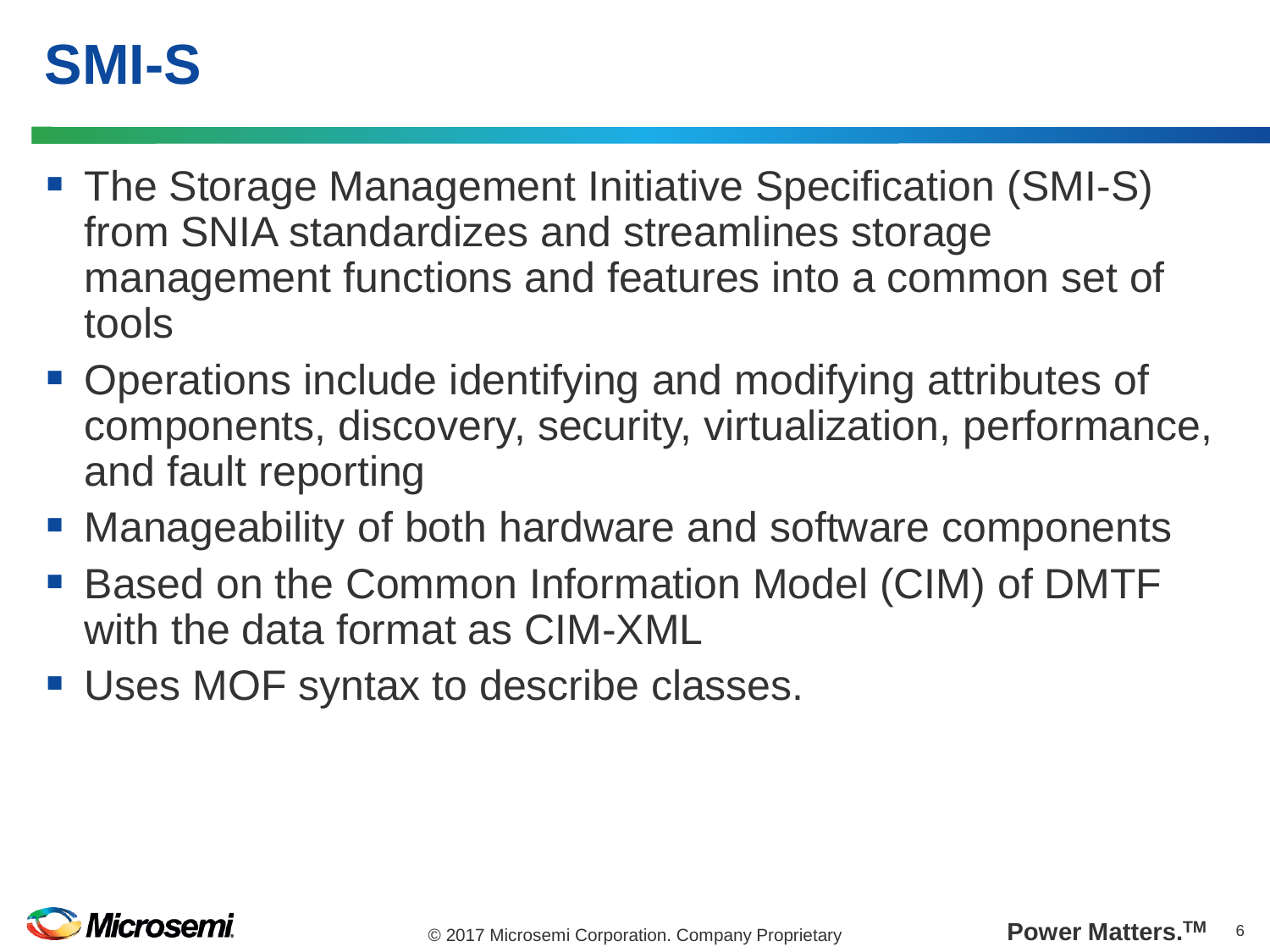# SMI-S

- The Storage Management Initiative Specification (SMI-S) from SNIA standardizes and streamlines storage management functions and features into a common set of tools
- Operations include identifying and modifying attributes of components, discovery, security, virtualization, performance, and fault reporting
- Manageability of both hardware and software components
- Based on the Common Information Model (CIM) of DMTF with the data format as CIM-XML
- Uses MOF syntax to describe classes.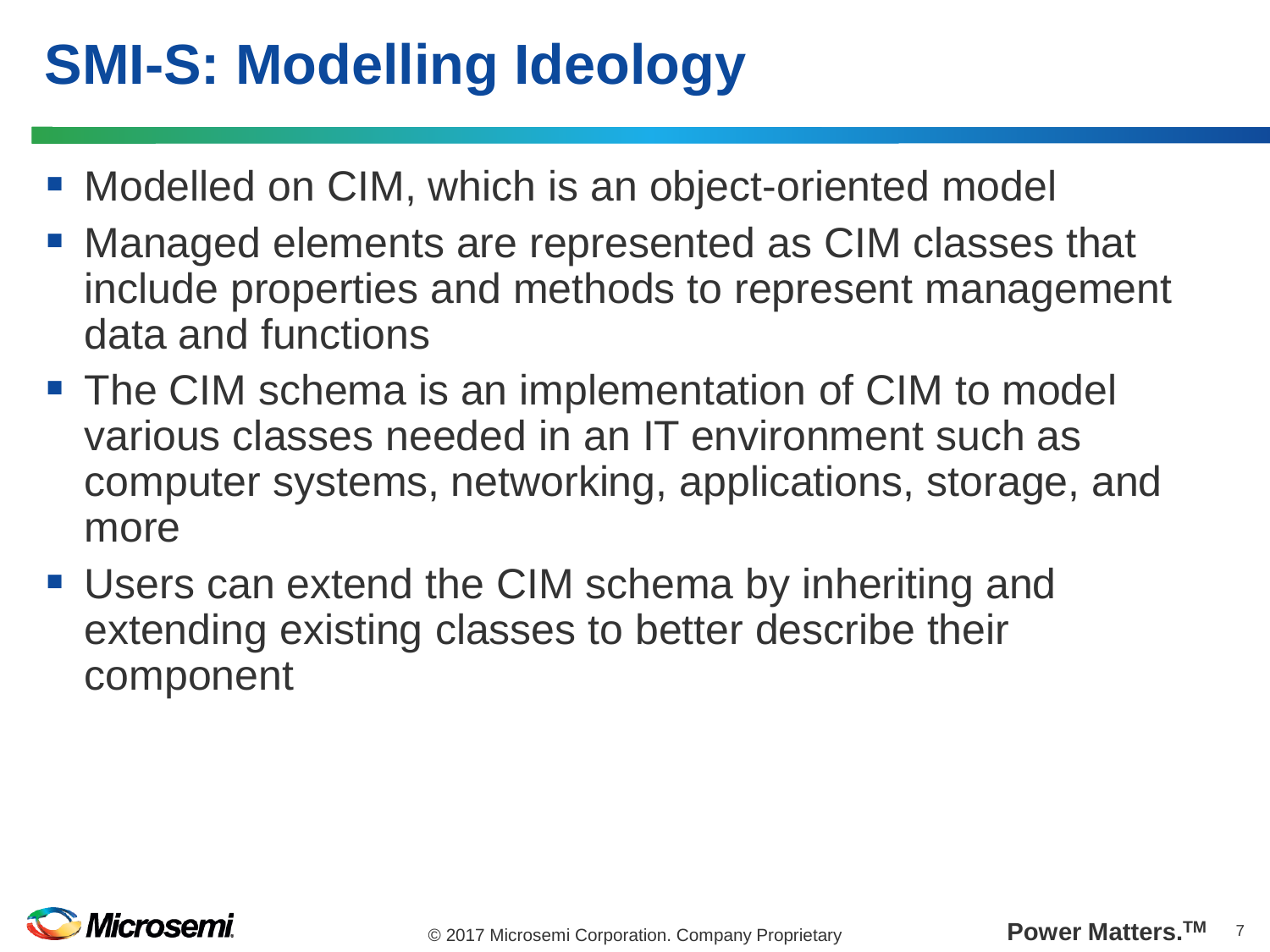# SMI-S: Modelling Ideology

- Modelled on CIM, which is an object-oriented model
- Managed elements are represented as CIM classes that include properties and methods to represent management data and functions
- The CIM schema is an implementation of CIM to model various classes needed in an IT environment such as computer systems, networking, applications, storage, and more
- Users can extend the CIM schema by inheriting and extending existing classes to better describe their component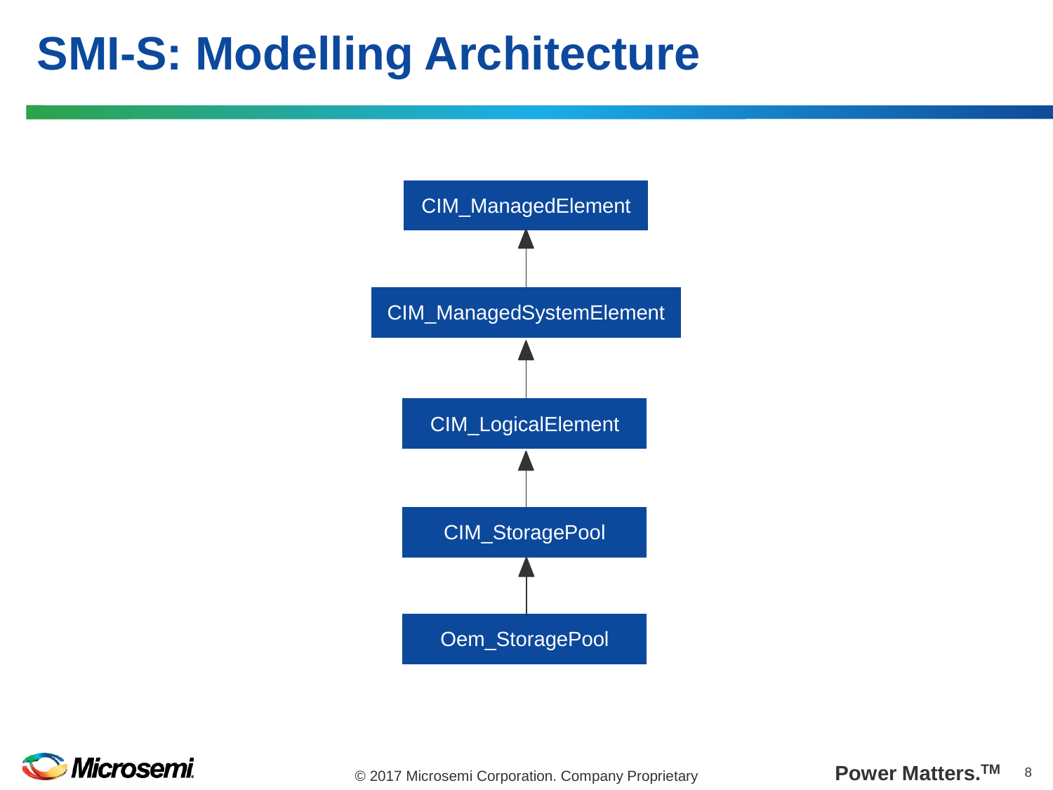# SMI-S: Modelling Architecture

CIM_ManagedElement

CIM_ManagedSystemElement

CIM_LogicalElement

CIM_StoragePool

Oem_StoragePool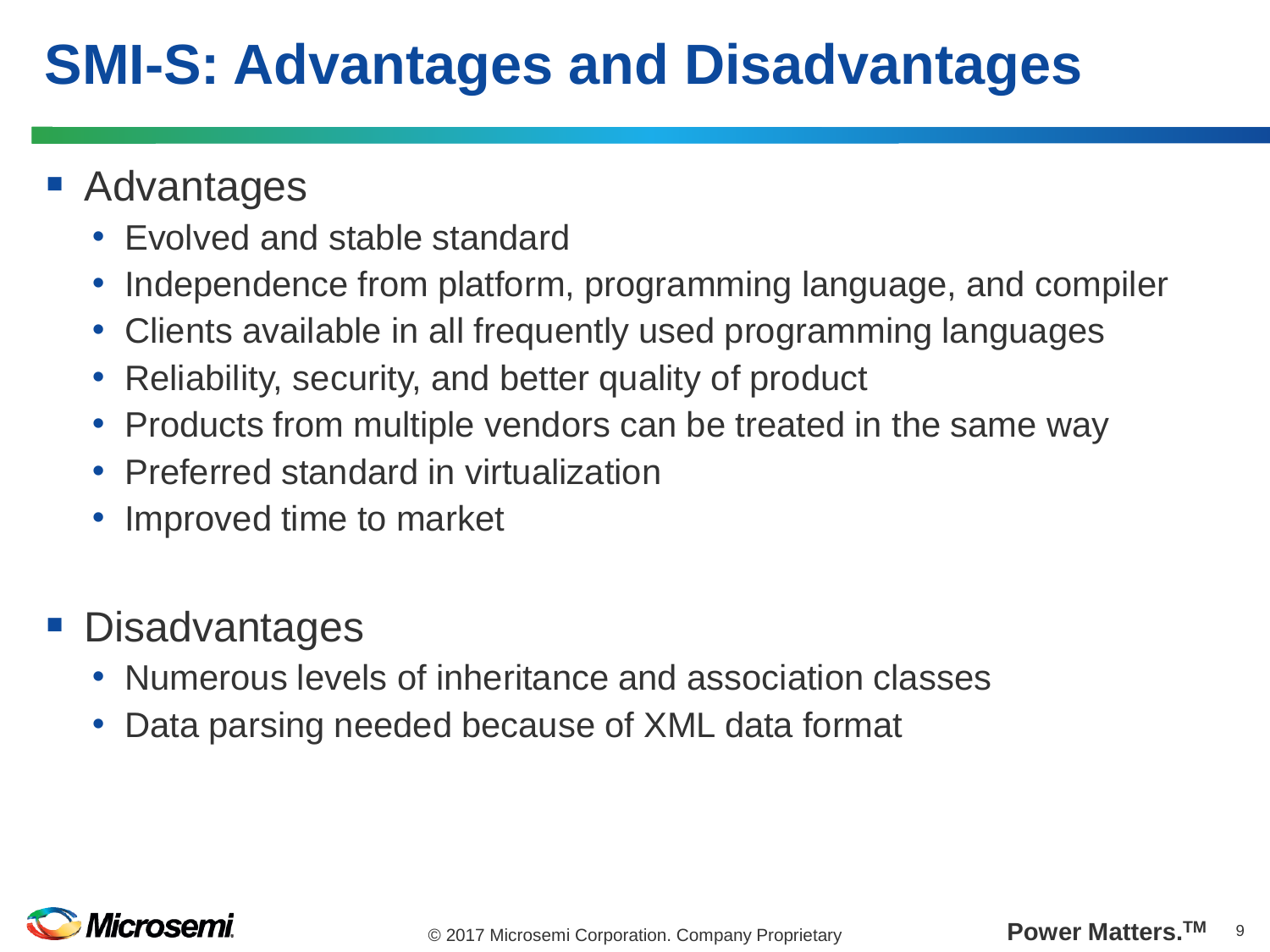# SMI-S: Advantages and Disadvantages

- Advantages
  - Evolved and stable standard
  - Independence from platform, programming language, and compiler
  - Clients available in all frequently used programming languages
  - Reliability, security, and better quality of product
  - Products from multiple vendors can be treated in the same way
  - Preferred standard in virtualization
  - Improved time to market

- Disadvantages
  - Numerous levels of inheritance and association classes
  - Data parsing needed because of XML data format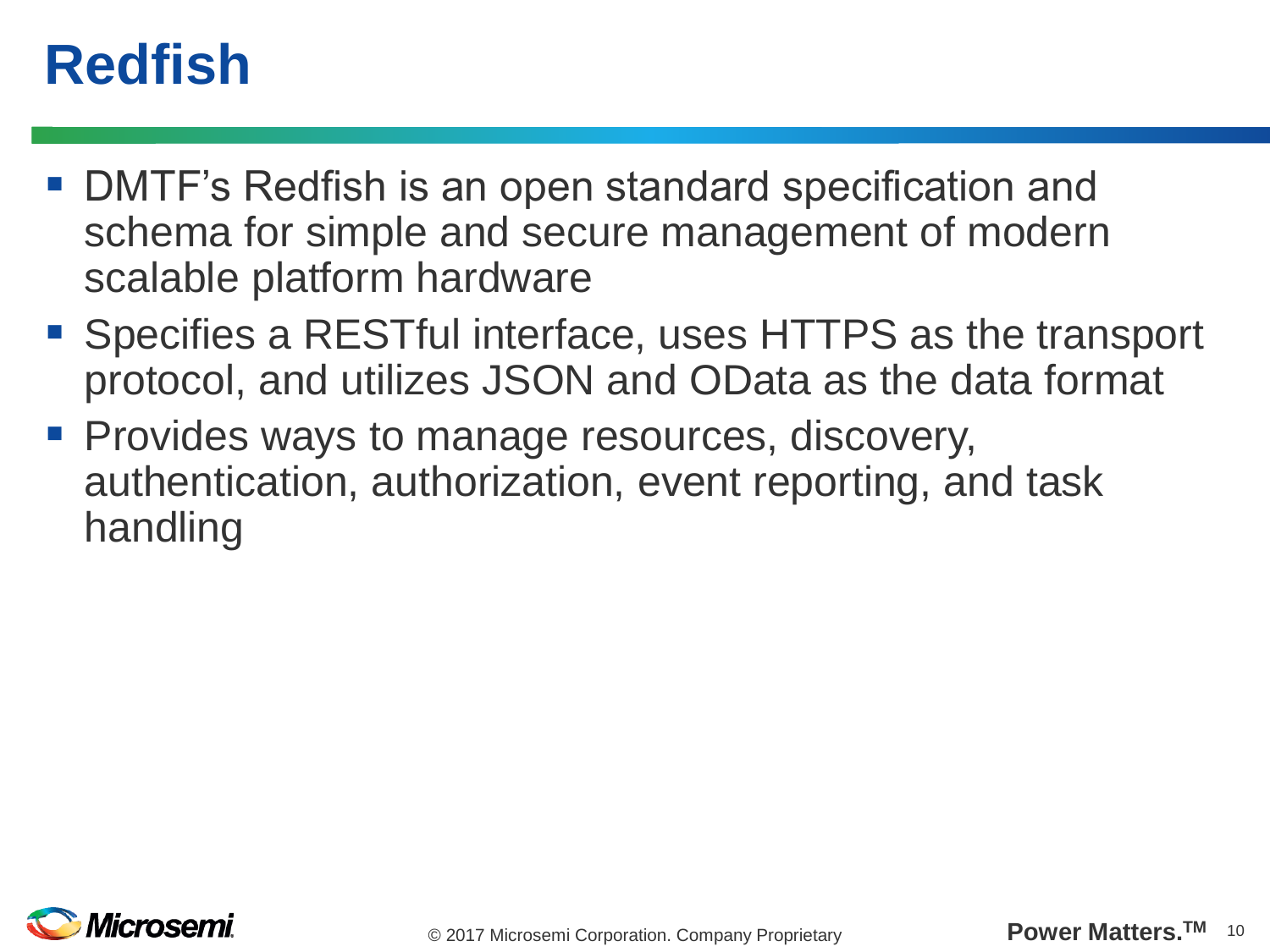# Redfish

- DMTF's Redfish is an open standard specification and schema for simple and secure management of modern scalable platform hardware
- Specifies a RESTful interface, uses HTTPS as the transport protocol, and utilizes JSON and OData as the data format
- Provides ways to manage resources, discovery, authentication, authorization, event reporting, and task handling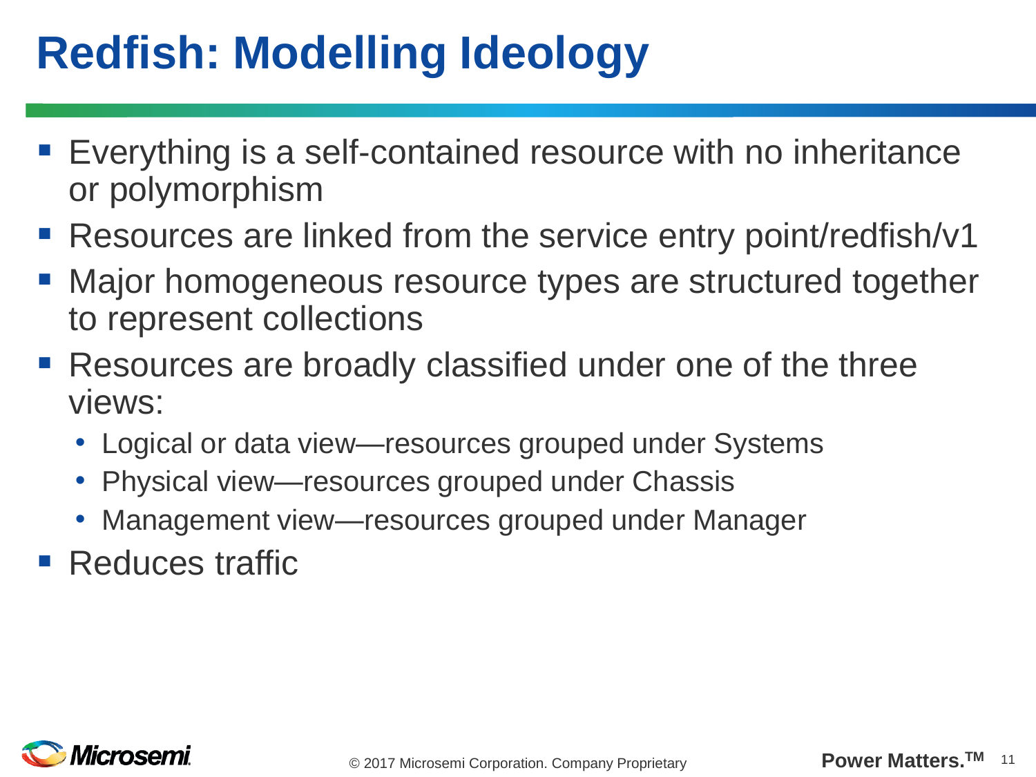# Redfish: Modelling Ideology

- Everything is a self-contained resource with no inheritance or polymorphism
- Resources are linked from the service entry point/redfish/v1
- Major homogeneous resource types are structured together to represent collections
- Resources are broadly classified under one of the three views:
  - Logical or data view—resources grouped under Systems
  - Physical view—resources grouped under Chassis
  - Management view—resources grouped under Manager
- Reduces traffic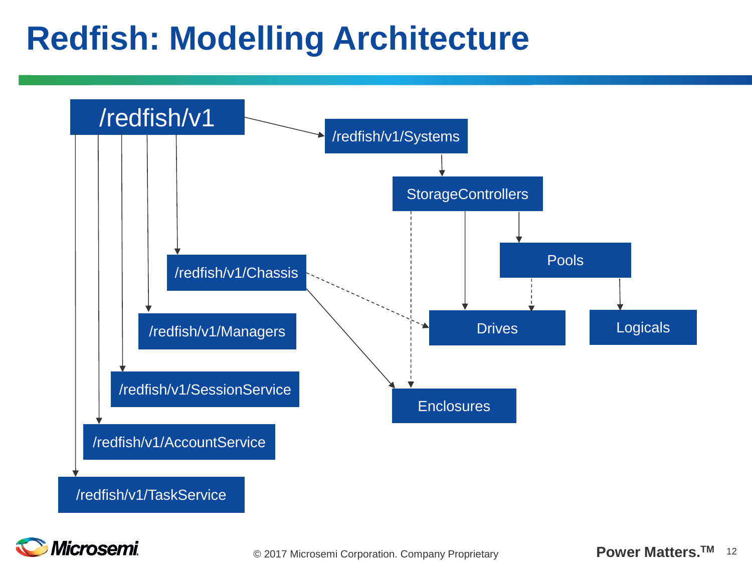# Redfish: Modelling Architecture

/redfish/v1

/redfish/v1/Systems

StorageControllers

Pools

Drives

Logicals

Enclosures

/redfish/v1/Chassis

/redfish/v1/Managers

/redfish/v1/SessionService

/redfish/v1/AccountService

/redfish/v1/TaskService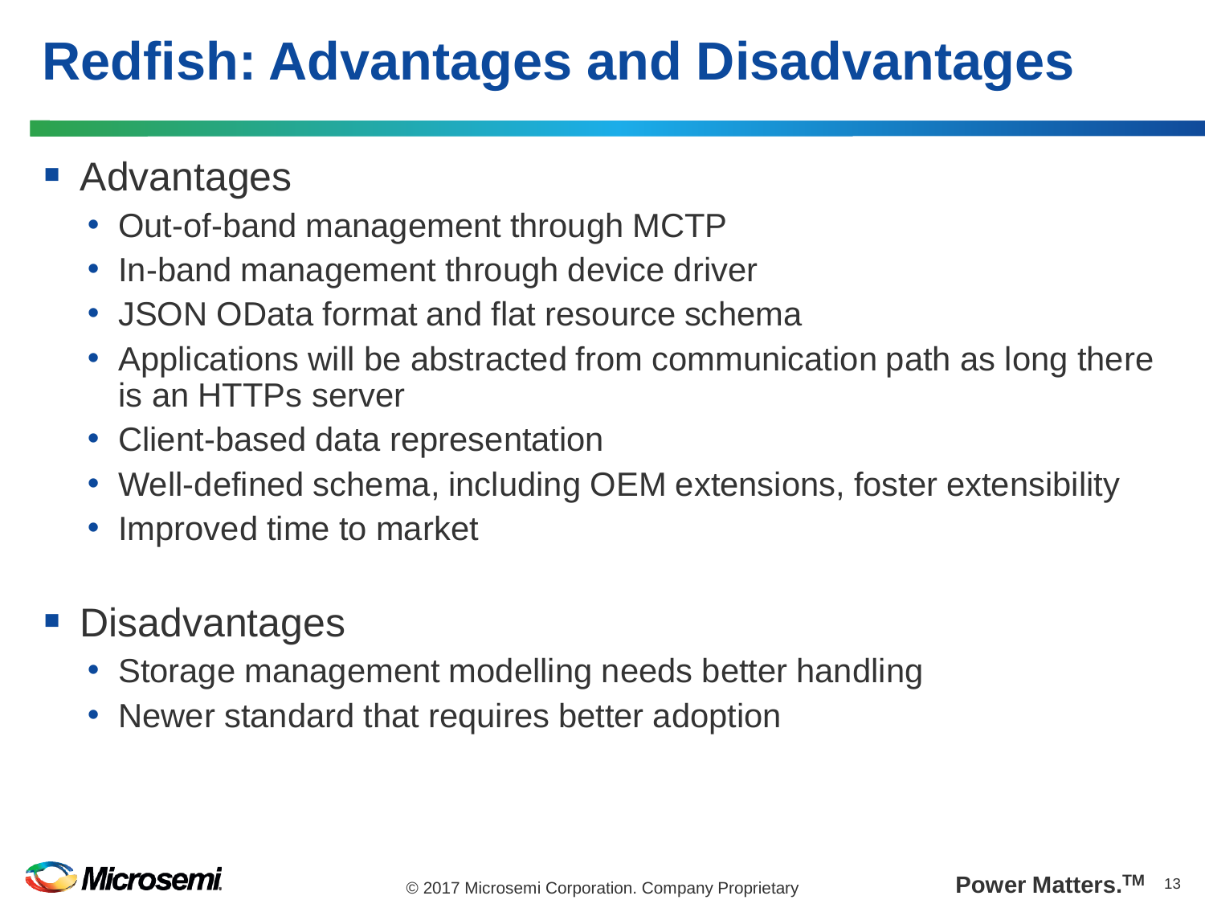# Redfish: Advantages and Disadvantages

- Advantages
  - Out-of-band management through MCTP
  - In-band management through device driver
  - JSON OData format and flat resource schema
  - Applications will be abstracted from communication path as long there is an HTTPs server
  - Client-based data representation
  - Well-defined schema, including OEM extensions, foster extensibility
  - Improved time to market

- Disadvantages
  - Storage management modelling needs better handling
  - Newer standard that requires better adoption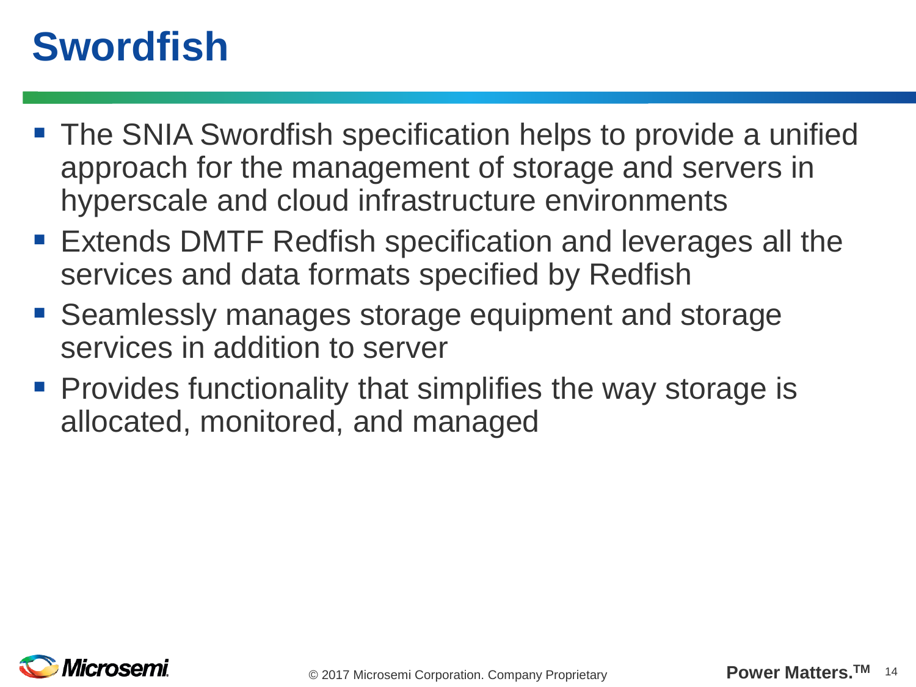# Swordfish

- The SNIA Swordfish specification helps to provide a unified approach for the management of storage and servers in hyperscale and cloud infrastructure environments
- Extends DMTF Redfish specification and leverages all the services and data formats specified by Redfish
- Seamlessly manages storage equipment and storage services in addition to server
- Provides functionality that simplifies the way storage is allocated, monitored, and managed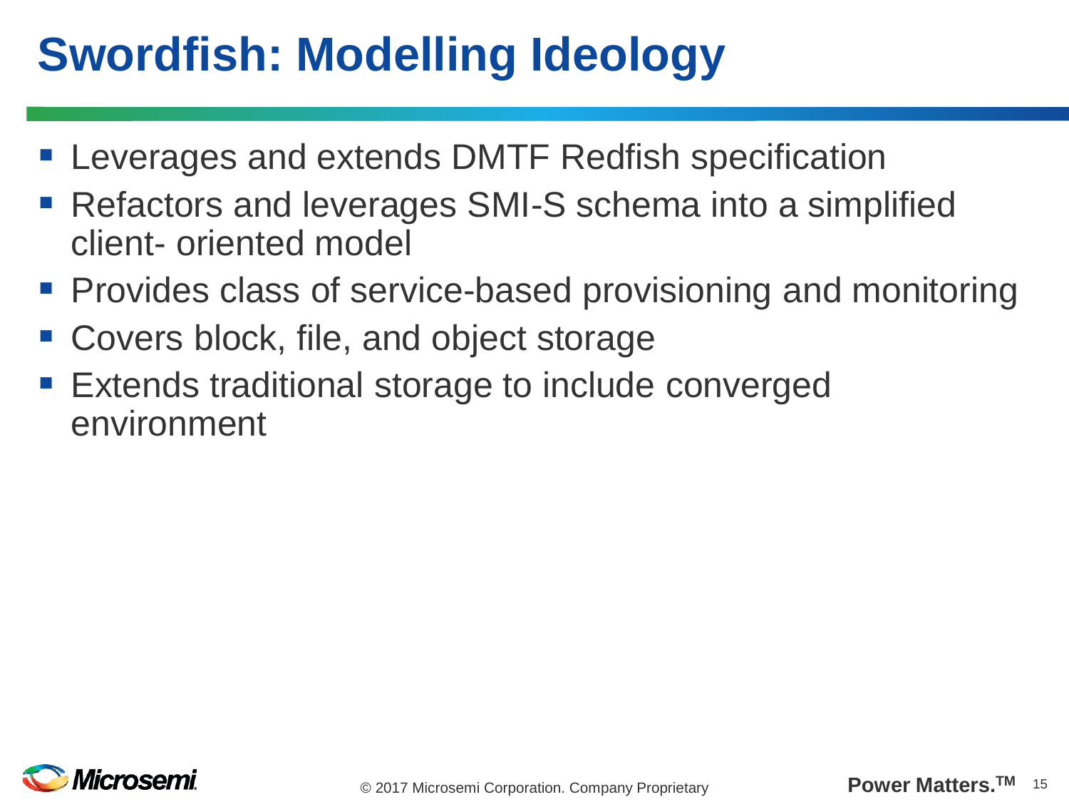# Swordfish: Modelling Ideology

- Leverages and extends DMTF Redfish specification
- Refactors and leverages SMI-S schema into a simplified client- oriented model
- Provides class of service-based provisioning and monitoring
- Covers block, file, and object storage
- Extends traditional storage to include converged environment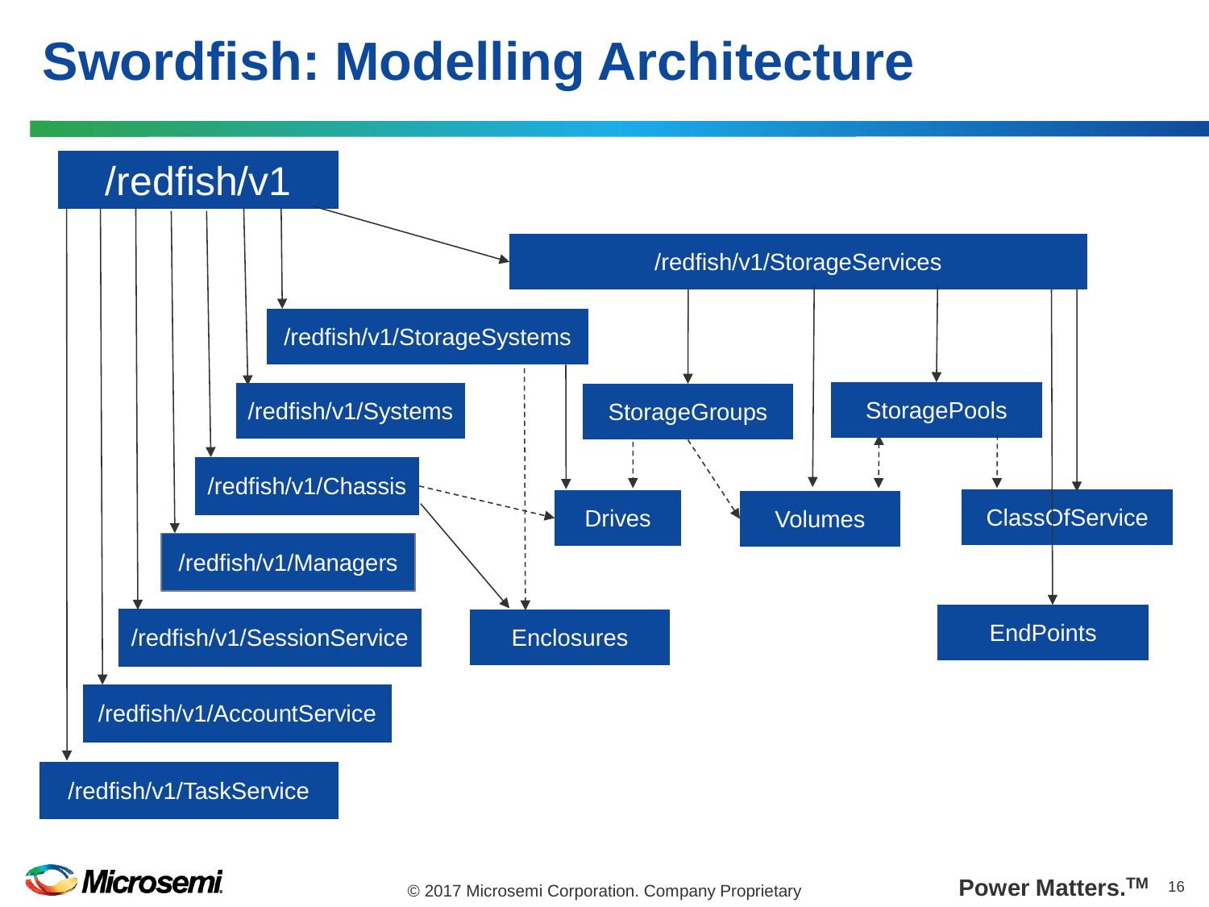# Swordfish: Modelling Architecture

/redfish/v1

/redfish/v1/StorageServices

/redfish/v1/StorageSystems

/redfish/v1/Systems

/redfish/v1/Chassis

/redfish/v1/Managers

/redfish/v1/SessionService

/redfish/v1/AccountService

/redfish/v1/TaskService

StorageGroups

StoragePools

Drives

Volumes

ClassOfService

Enclosures

EndPoints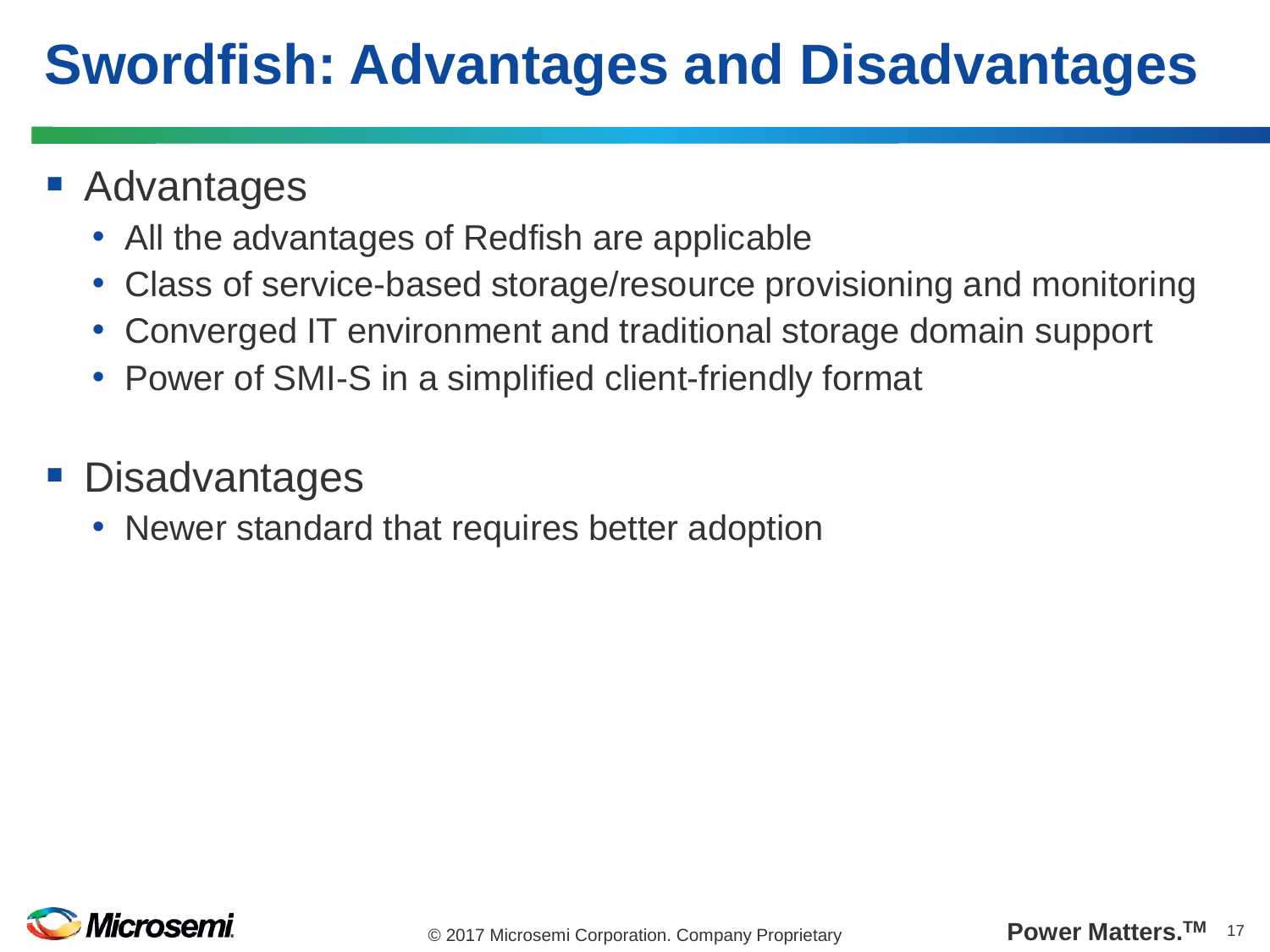# Swordfish: Advantages and Disadvantages

- Advantages
  - All the advantages of Redfish are applicable
  - Class of service-based storage/resource provisioning and monitoring
  - Converged IT environment and traditional storage domain support
  - Power of SMI-S in a simplified client-friendly format

- Disadvantages
  - Newer standard that requires better adoption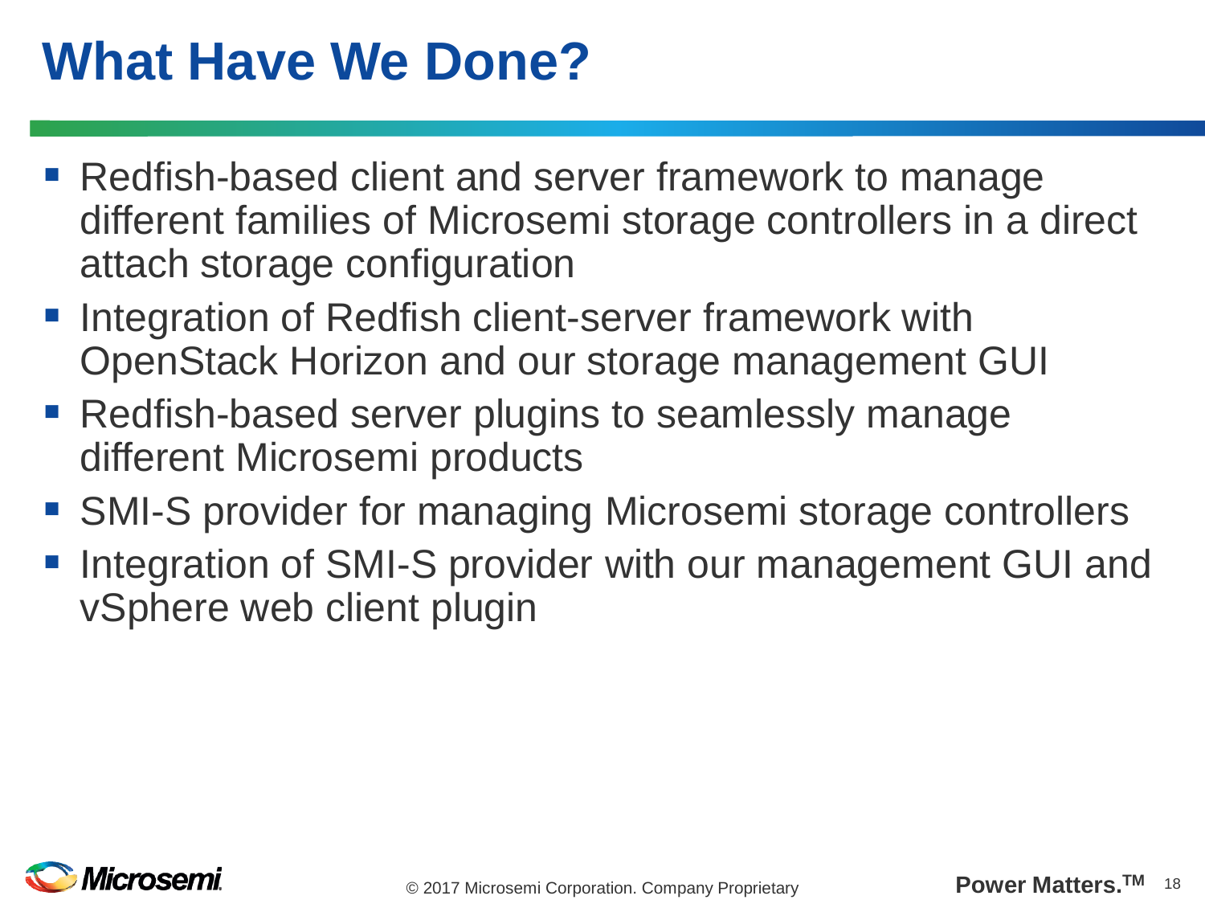# What Have We Done?

- Redfish-based client and server framework to manage different families of Microsemi storage controllers in a direct attach storage configuration
- Integration of Redfish client-server framework with OpenStack Horizon and our storage management GUI
- Redfish-based server plugins to seamlessly manage different Microsemi products
- SMI-S provider for managing Microsemi storage controllers
- Integration of SMI-S provider with our management GUI and vSphere web client plugin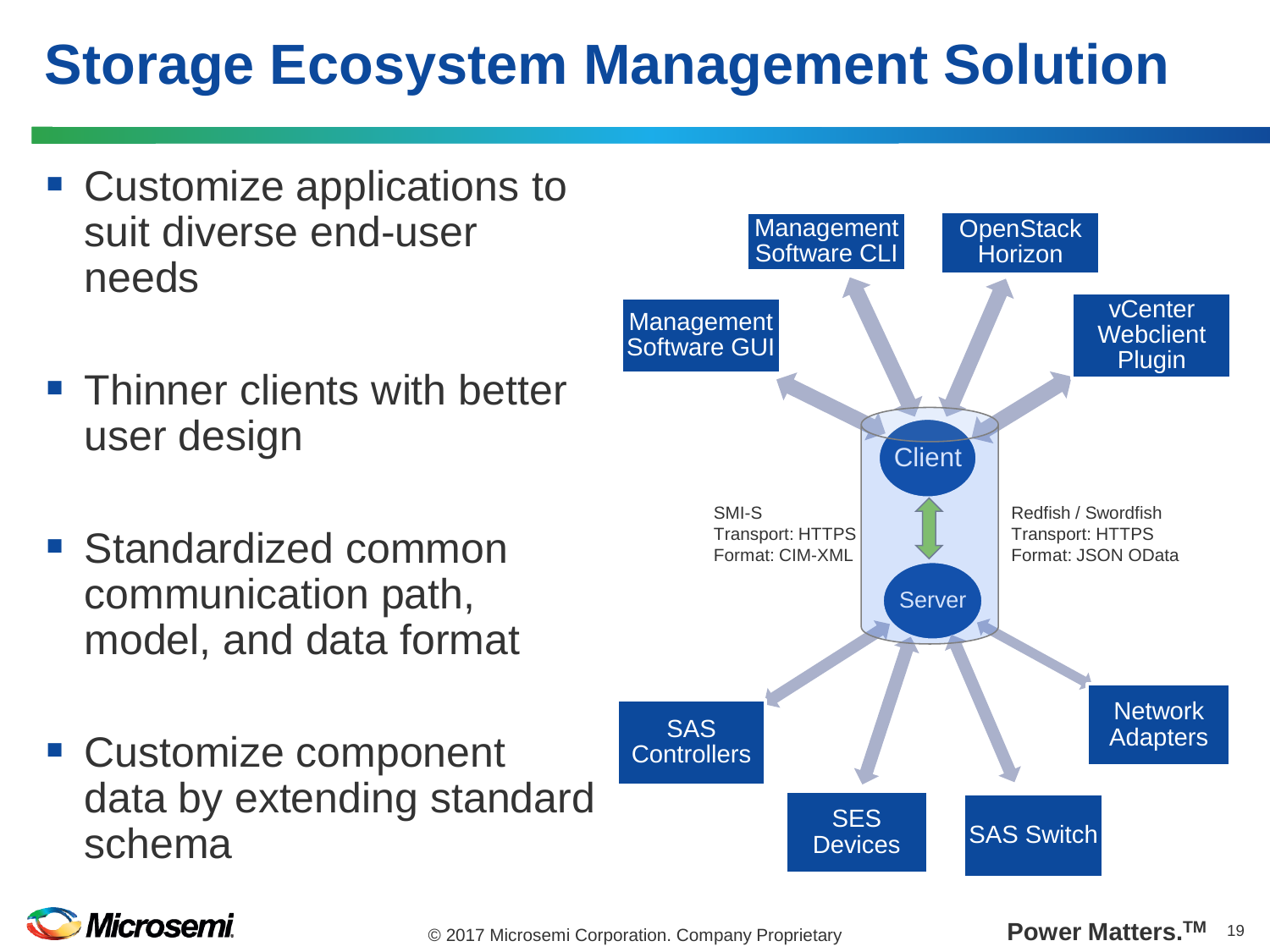# Storage Ecosystem Management Solution

- Customize applications to suit diverse end-user needs
- Thinner clients with better user design
- Standardized common communication path, model, and data format
- Customize component data by extending standard schema

Management Software CLI

OpenStack Horizon

Management Software GUI

vCenter Webclient Plugin

Client

SMI-S
Transport: HTTPS
Format: CIM-XML

Redfish / Swordfish
Transport: HTTPS
Format: JSON OData

Server

SAS Controllers

Network Adapters

SES Devices

SAS Switch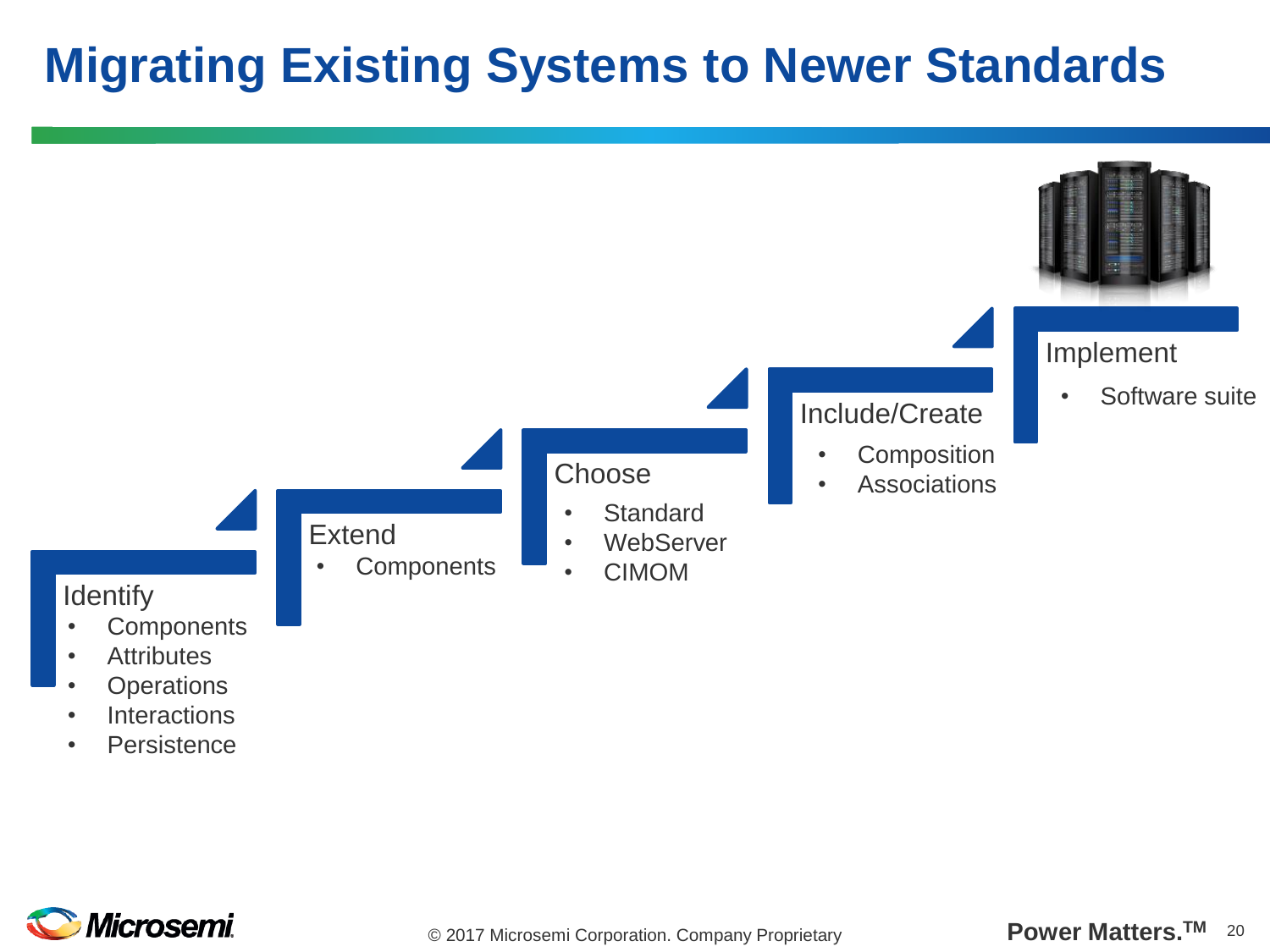# Migrating Existing Systems to Newer Standards

**Identify**
- Components
- Attributes
- Operations
- Interactions
- Persistence

**Extend**
- Components

**Choose**
- Standard
- WebServer
- CIMOM

**Include/Create**
- Composition
- Associations

**Implement**
- Software suite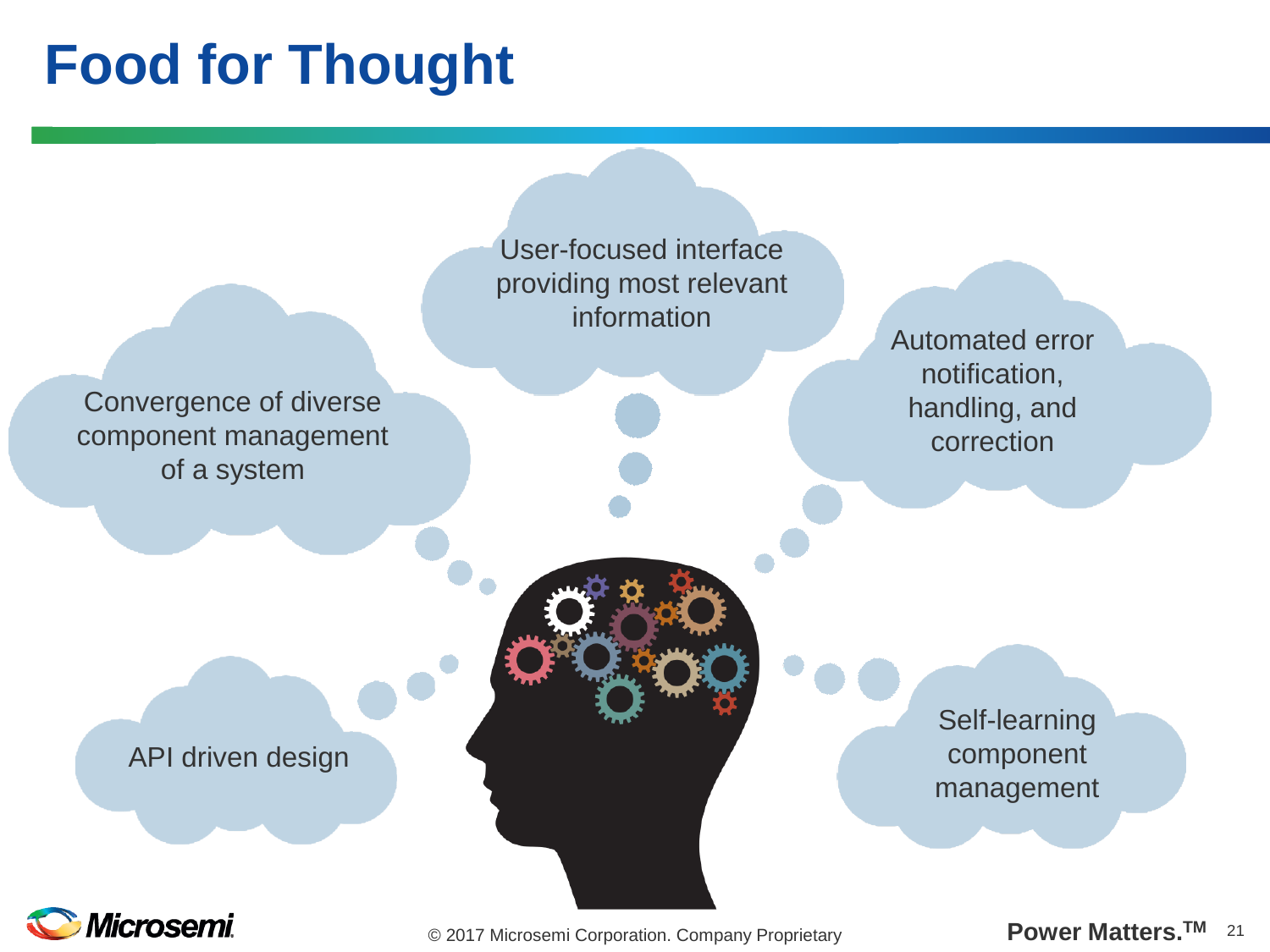# Food for Thought

- User-focused interface providing most relevant information
- Convergence of diverse component management of a system
- Automated error notification, handling, and correction
- API driven design
- Self-learning component management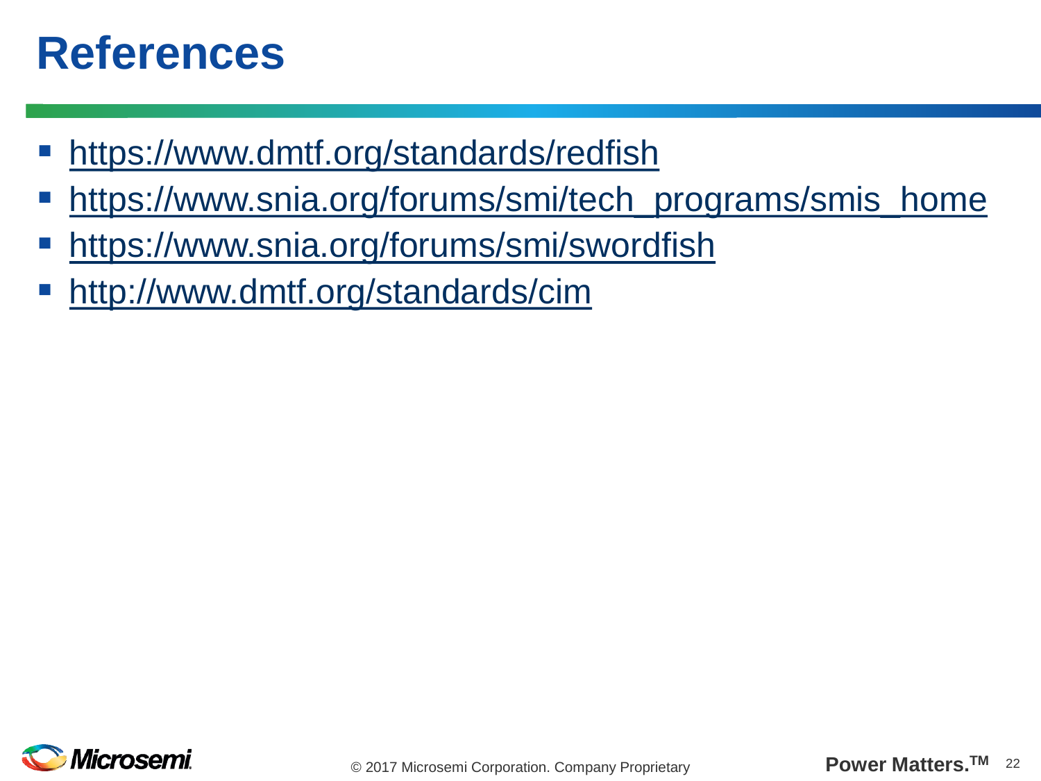# References

- https://www.dmtf.org/standards/redfish
- https://www.snia.org/forums/smi/tech_programs/smis_home
- https://www.snia.org/forums/smi/swordfish
- http://www.dmtf.org/standards/cim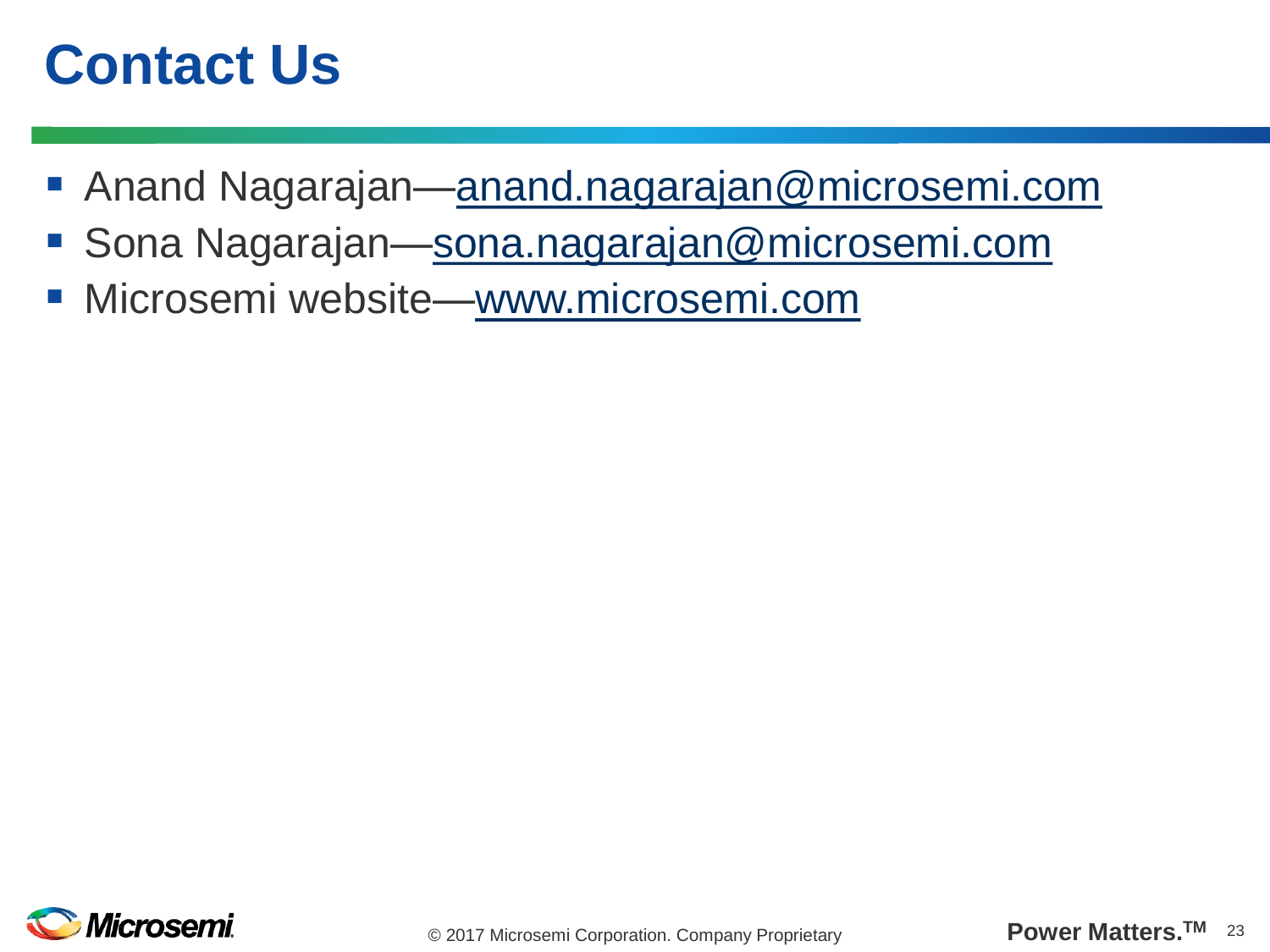# Contact Us

- Anand Nagarajan—anand.nagarajan@microsemi.com
- Sona Nagarajan—sona.nagarajan@microsemi.com
- Microsemi website—www.microsemi.com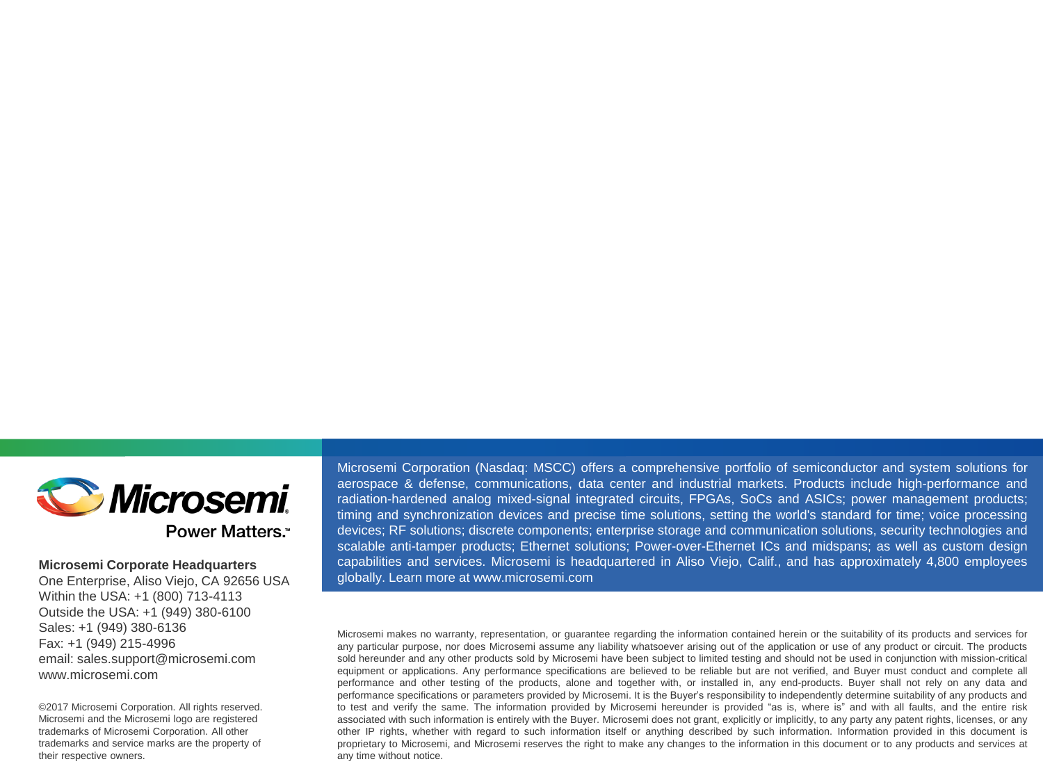Microsemi

Power Matters.™

**Microsemi Corporate Headquarters**
One Enterprise, Aliso Viejo, CA 92656 USA
Within the USA: +1 (800) 713-4113
Outside the USA: +1 (949) 380-6100
Sales: +1 (949) 380-6136
Fax: +1 (949) 215-4996
email: sales.support@microsemi.com
www.microsemi.com

©2017 Microsemi Corporation. All rights reserved. Microsemi and the Microsemi logo are registered trademarks of Microsemi Corporation. All other trademarks and service marks are the property of their respective owners.

Microsemi Corporation (Nasdaq: MSCC) offers a comprehensive portfolio of semiconductor and system solutions for aerospace & defense, communications, data center and industrial markets. Products include high-performance and radiation-hardened analog mixed-signal integrated circuits, FPGAs, SoCs and ASICs; power management products; timing and synchronization devices and precise time solutions, setting the world's standard for time; voice processing devices; RF solutions; discrete components; enterprise storage and communication solutions, security technologies and scalable anti-tamper products; Ethernet solutions; Power-over-Ethernet ICs and midspans; as well as custom design capabilities and services. Microsemi is headquartered in Aliso Viejo, Calif., and has approximately 4,800 employees globally. Learn more at www.microsemi.com

Microsemi makes no warranty, representation, or guarantee regarding the information contained herein or the suitability of its products and services for any particular purpose, nor does Microsemi assume any liability whatsoever arising out of the application or use of any product or circuit. The products sold hereunder and any other products sold by Microsemi have been subject to limited testing and should not be used in conjunction with mission-critical equipment or applications. Any performance specifications are believed to be reliable but are not verified, and Buyer must conduct and complete all performance and other testing of the products, alone and together with, or installed in, any end-products. Buyer shall not rely on any data and performance specifications or parameters provided by Microsemi. It is the Buyer's responsibility to independently determine suitability of any products and to test and verify the same. The information provided by Microsemi hereunder is provided "as is, where is" and with all faults, and the entire risk associated with such information is entirely with the Buyer. Microsemi does not grant, explicitly or implicitly, to any party any patent rights, licenses, or any other IP rights, whether with regard to such information itself or anything described by such information. Information provided in this document is proprietary to Microsemi, and Microsemi reserves the right to make any changes to the information in this document or to any products and services at any time without notice.